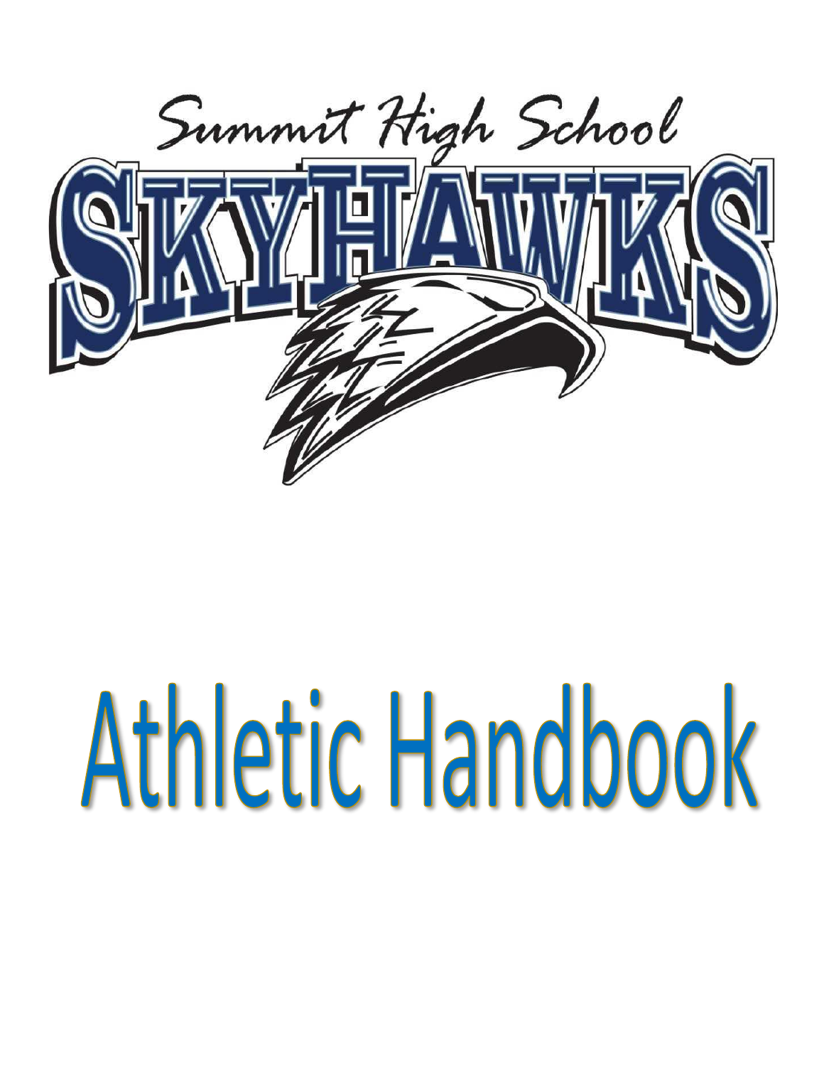Summit High School

# SKYHAWKS

# Athletic Handbook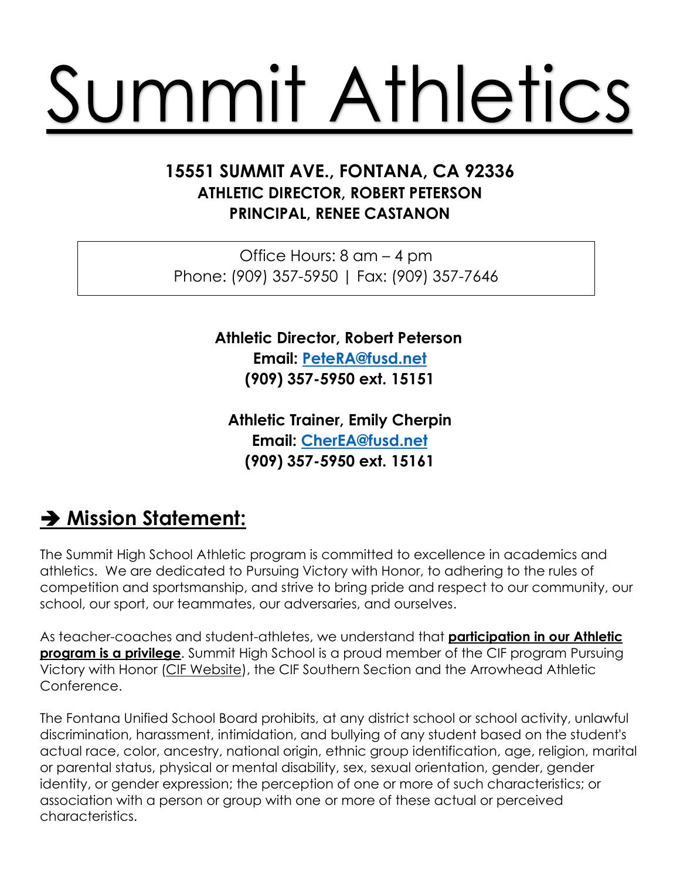# Summit Athletics

**15551 SUMMIT AVE., FONTANA, CA 92336**
**ATHLETIC DIRECTOR, ROBERT PETERSON**
**PRINCIPAL, RENEE CASTANON**

Office Hours: 8 am – 4 pm
Phone: (909) 357-5950 | Fax: (909) 357-7646

**Athletic Director, Robert Peterson**
**Email: [PeteRA@fusd.net](mailto:PeteRA@fusd.net)**
**(909) 357-5950 ext. 15151**

**Athletic Trainer, Emily Cherpin**
**Email: [CherEA@fusd.net](mailto:CherEA@fusd.net)**
**(909) 357-5950 ext. 15161**

## ➔ Mission Statement:

The Summit High School Athletic program is committed to excellence in academics and athletics. We are dedicated to Pursuing Victory with Honor, to adhering to the rules of competition and sportsmanship, and strive to bring pride and respect to our community, our school, our sport, our teammates, our adversaries, and ourselves.

As teacher-coaches and student-athletes, we understand that **participation in our Athletic program is a privilege**. Summit High School is a proud member of the CIF program Pursuing Victory with Honor (CIF Website), the CIF Southern Section and the Arrowhead Athletic Conference.

The Fontana Unified School Board prohibits, at any district school or school activity, unlawful discrimination, harassment, intimidation, and bullying of any student based on the student's actual race, color, ancestry, national origin, ethnic group identification, age, religion, marital or parental status, physical or mental disability, sex, sexual orientation, gender, gender identity, or gender expression; the perception of one or more of such characteristics; or association with a person or group with one or more of these actual or perceived characteristics.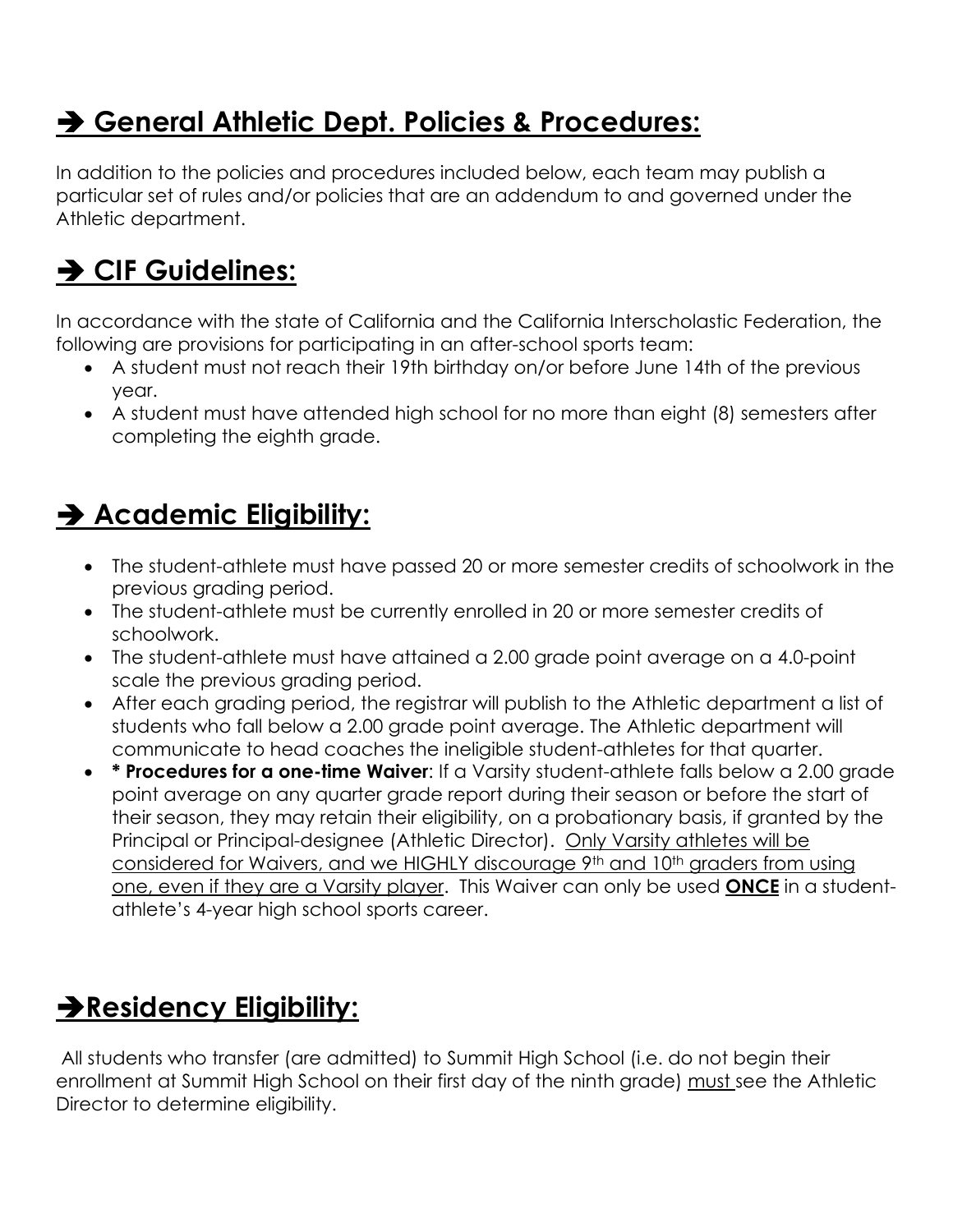## ➔ General Athletic Dept. Policies & Procedures:

In addition to the policies and procedures included below, each team may publish a particular set of rules and/or policies that are an addendum to and governed under the Athletic department.

## ➔ CIF Guidelines:

In accordance with the state of California and the California Interscholastic Federation, the following are provisions for participating in an after-school sports team:

- A student must not reach their 19th birthday on/or before June 14th of the previous year.
- A student must have attended high school for no more than eight (8) semesters after completing the eighth grade.

## ➔ Academic Eligibility:

- The student-athlete must have passed 20 or more semester credits of schoolwork in the previous grading period.
- The student-athlete must be currently enrolled in 20 or more semester credits of schoolwork.
- The student-athlete must have attained a 2.00 grade point average on a 4.0-point scale the previous grading period.
- After each grading period, the registrar will publish to the Athletic department a list of students who fall below a 2.00 grade point average. The Athletic department will communicate to head coaches the ineligible student-athletes for that quarter.
- **\* Procedures for a one-time Waiver**: If a Varsity student-athlete falls below a 2.00 grade point average on any quarter grade report during their season or before the start of their season, they may retain their eligibility, on a probationary basis, if granted by the Principal or Principal-designee (Athletic Director). <u>Only Varsity athletes will be considered for Waivers, and we HIGHLY discourage 9th and 10th graders from using one, even if they are a Varsity player</u>. This Waiver can only be used <u>**ONCE**</u> in a student-athlete's 4-year high school sports career.

## ➔Residency Eligibility:

All students who transfer (are admitted) to Summit High School (i.e. do not begin their enrollment at Summit High School on their first day of the ninth grade) <u>must</u> see the Athletic Director to determine eligibility.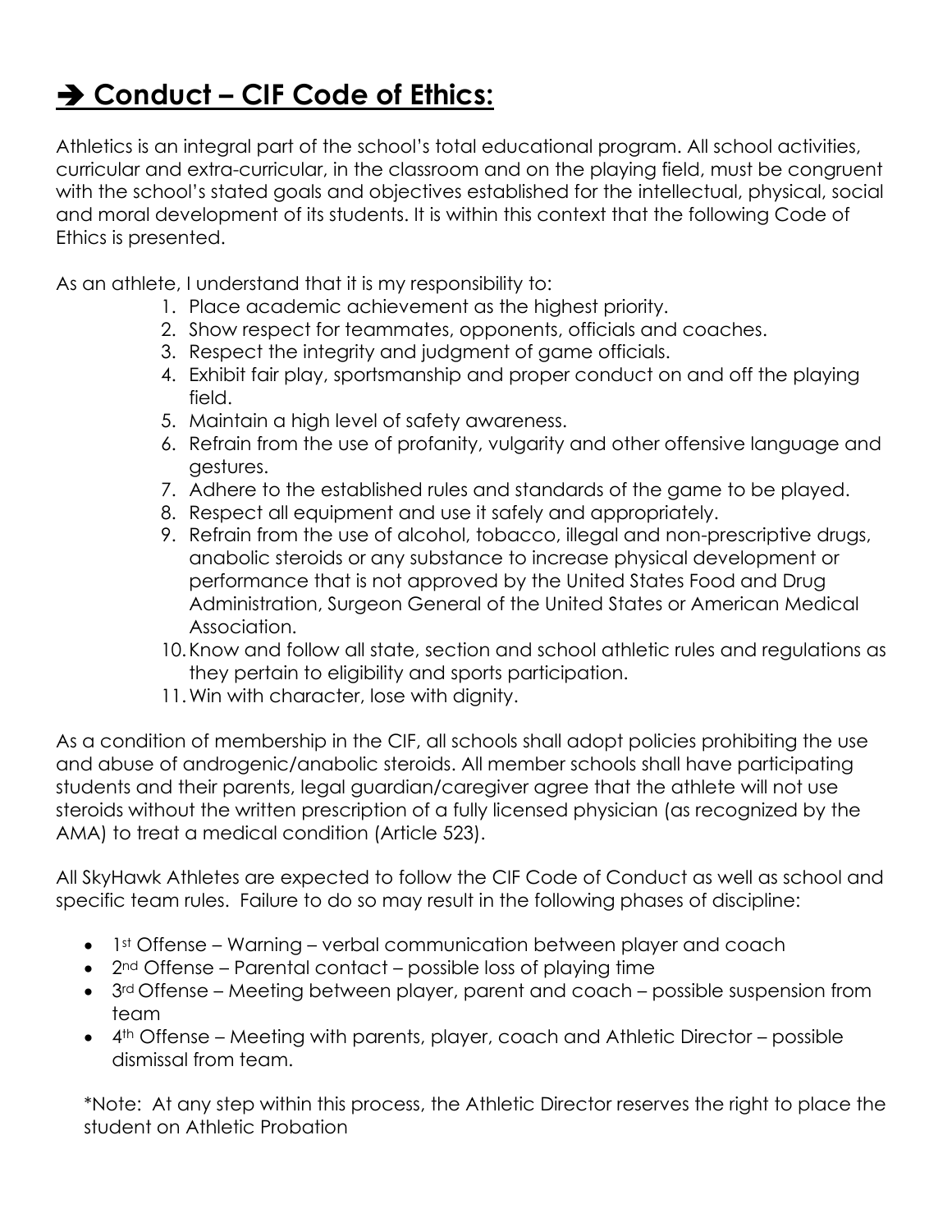## ➔ Conduct – CIF Code of Ethics:

Athletics is an integral part of the school's total educational program. All school activities, curricular and extra-curricular, in the classroom and on the playing field, must be congruent with the school's stated goals and objectives established for the intellectual, physical, social and moral development of its students. It is within this context that the following Code of Ethics is presented.

As an athlete, I understand that it is my responsibility to:

1. Place academic achievement as the highest priority.
2. Show respect for teammates, opponents, officials and coaches.
3. Respect the integrity and judgment of game officials.
4. Exhibit fair play, sportsmanship and proper conduct on and off the playing field.
5. Maintain a high level of safety awareness.
6. Refrain from the use of profanity, vulgarity and other offensive language and gestures.
7. Adhere to the established rules and standards of the game to be played.
8. Respect all equipment and use it safely and appropriately.
9. Refrain from the use of alcohol, tobacco, illegal and non-prescriptive drugs, anabolic steroids or any substance to increase physical development or performance that is not approved by the United States Food and Drug Administration, Surgeon General of the United States or American Medical Association.
10. Know and follow all state, section and school athletic rules and regulations as they pertain to eligibility and sports participation.
11. Win with character, lose with dignity.

As a condition of membership in the CIF, all schools shall adopt policies prohibiting the use and abuse of androgenic/anabolic steroids. All member schools shall have participating students and their parents, legal guardian/caregiver agree that the athlete will not use steroids without the written prescription of a fully licensed physician (as recognized by the AMA) to treat a medical condition (Article 523).

All SkyHawk Athletes are expected to follow the CIF Code of Conduct as well as school and specific team rules. Failure to do so may result in the following phases of discipline:

- 1st Offense – Warning – verbal communication between player and coach
- 2nd Offense – Parental contact – possible loss of playing time
- 3rd Offense – Meeting between player, parent and coach – possible suspension from team
- 4th Offense – Meeting with parents, player, coach and Athletic Director – possible dismissal from team.

*Note: At any step within this process, the Athletic Director reserves the right to place the student on Athletic Probation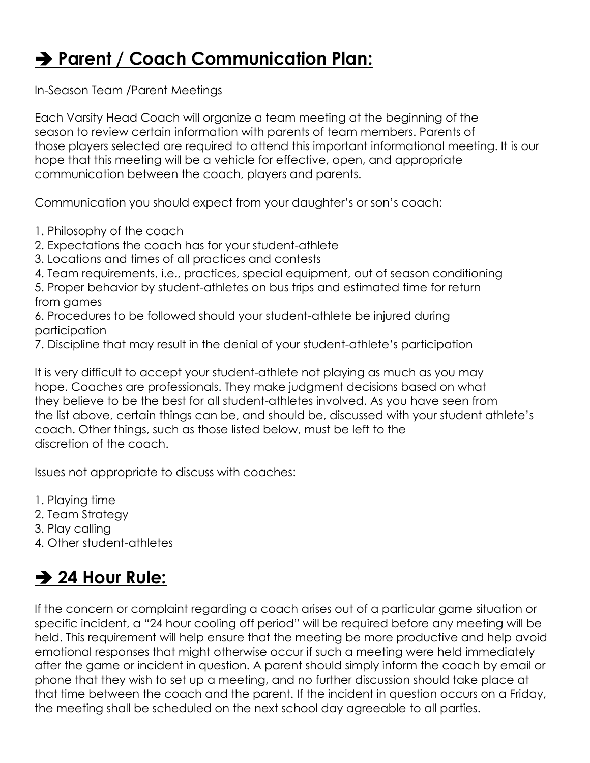## ➔ Parent / Coach Communication Plan:

In-Season Team /Parent Meetings

Each Varsity Head Coach will organize a team meeting at the beginning of the season to review certain information with parents of team members. Parents of those players selected are required to attend this important informational meeting. It is our hope that this meeting will be a vehicle for effective, open, and appropriate communication between the coach, players and parents.

Communication you should expect from your daughter's or son's coach:

1. Philosophy of the coach
2. Expectations the coach has for your student-athlete
3. Locations and times of all practices and contests
4. Team requirements, i.e., practices, special equipment, out of season conditioning
5. Proper behavior by student-athletes on bus trips and estimated time for return from games
6. Procedures to be followed should your student-athlete be injured during participation
7. Discipline that may result in the denial of your student-athlete's participation

It is very difficult to accept your student-athlete not playing as much as you may hope. Coaches are professionals. They make judgment decisions based on what they believe to be the best for all student-athletes involved. As you have seen from the list above, certain things can be, and should be, discussed with your student athlete's coach. Other things, such as those listed below, must be left to the discretion of the coach.

Issues not appropriate to discuss with coaches:

1. Playing time
2. Team Strategy
3. Play calling
4. Other student-athletes

## ➔ 24 Hour Rule:

If the concern or complaint regarding a coach arises out of a particular game situation or specific incident, a "24 hour cooling off period" will be required before any meeting will be held. This requirement will help ensure that the meeting be more productive and help avoid emotional responses that might otherwise occur if such a meeting were held immediately after the game or incident in question. A parent should simply inform the coach by email or phone that they wish to set up a meeting, and no further discussion should take place at that time between the coach and the parent. If the incident in question occurs on a Friday, the meeting shall be scheduled on the next school day agreeable to all parties.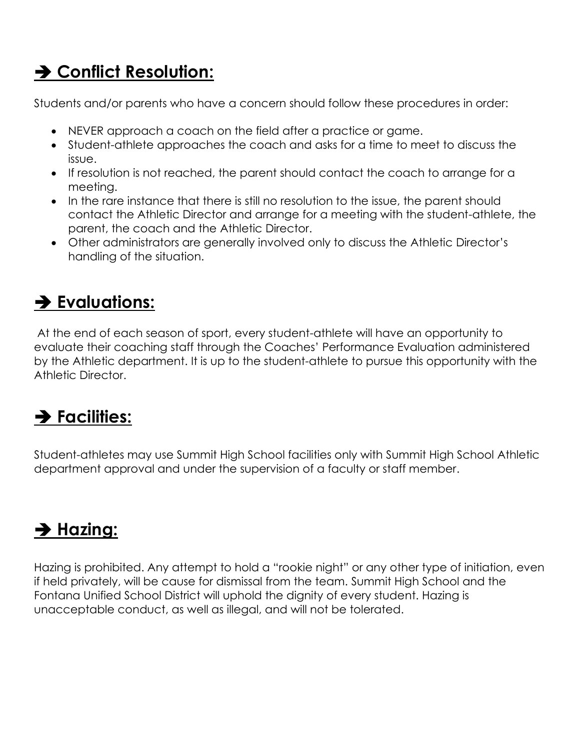## ➔ Conflict Resolution:

Students and/or parents who have a concern should follow these procedures in order:

- NEVER approach a coach on the field after a practice or game.
- Student-athlete approaches the coach and asks for a time to meet to discuss the issue.
- If resolution is not reached, the parent should contact the coach to arrange for a meeting.
- In the rare instance that there is still no resolution to the issue, the parent should contact the Athletic Director and arrange for a meeting with the student-athlete, the parent, the coach and the Athletic Director.
- Other administrators are generally involved only to discuss the Athletic Director's handling of the situation.

## ➔ Evaluations:

At the end of each season of sport, every student-athlete will have an opportunity to evaluate their coaching staff through the Coaches' Performance Evaluation administered by the Athletic department. It is up to the student-athlete to pursue this opportunity with the Athletic Director.

## ➔ Facilities:

Student-athletes may use Summit High School facilities only with Summit High School Athletic department approval and under the supervision of a faculty or staff member.

## ➔ Hazing:

Hazing is prohibited. Any attempt to hold a "rookie night" or any other type of initiation, even if held privately, will be cause for dismissal from the team. Summit High School and the Fontana Unified School District will uphold the dignity of every student. Hazing is unacceptable conduct, as well as illegal, and will not be tolerated.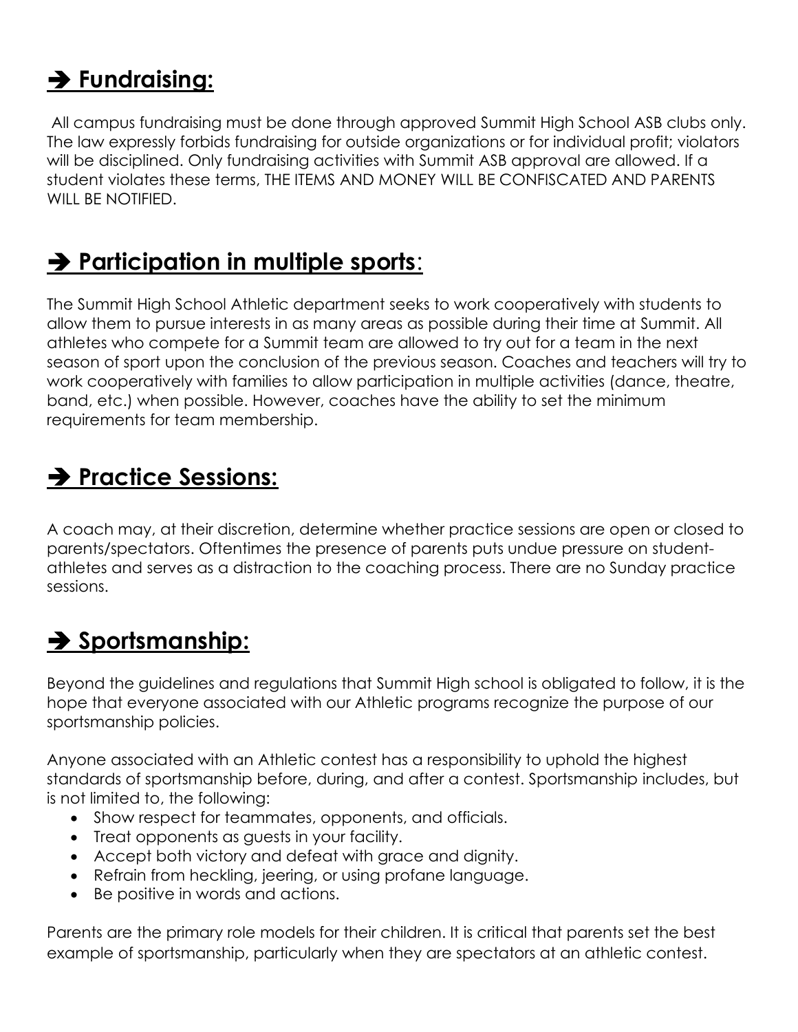## ➔ **Fundraising:**

All campus fundraising must be done through approved Summit High School ASB clubs only. The law expressly forbids fundraising for outside organizations or for individual profit; violators will be disciplined. Only fundraising activities with Summit ASB approval are allowed. If a student violates these terms, THE ITEMS AND MONEY WILL BE CONFISCATED AND PARENTS WILL BE NOTIFIED.

## ➔ **Participation in multiple sports**:

The Summit High School Athletic department seeks to work cooperatively with students to allow them to pursue interests in as many areas as possible during their time at Summit. All athletes who compete for a Summit team are allowed to try out for a team in the next season of sport upon the conclusion of the previous season. Coaches and teachers will try to work cooperatively with families to allow participation in multiple activities (dance, theatre, band, etc.) when possible. However, coaches have the ability to set the minimum requirements for team membership.

## ➔ **Practice Sessions:**

A coach may, at their discretion, determine whether practice sessions are open or closed to parents/spectators. Oftentimes the presence of parents puts undue pressure on student-athletes and serves as a distraction to the coaching process. There are no Sunday practice sessions.

## ➔ **Sportsmanship:**

Beyond the guidelines and regulations that Summit High school is obligated to follow, it is the hope that everyone associated with our Athletic programs recognize the purpose of our sportsmanship policies.

Anyone associated with an Athletic contest has a responsibility to uphold the highest standards of sportsmanship before, during, and after a contest. Sportsmanship includes, but is not limited to, the following:

- Show respect for teammates, opponents, and officials.
- Treat opponents as guests in your facility.
- Accept both victory and defeat with grace and dignity.
- Refrain from heckling, jeering, or using profane language.
- Be positive in words and actions.

Parents are the primary role models for their children. It is critical that parents set the best example of sportsmanship, particularly when they are spectators at an athletic contest.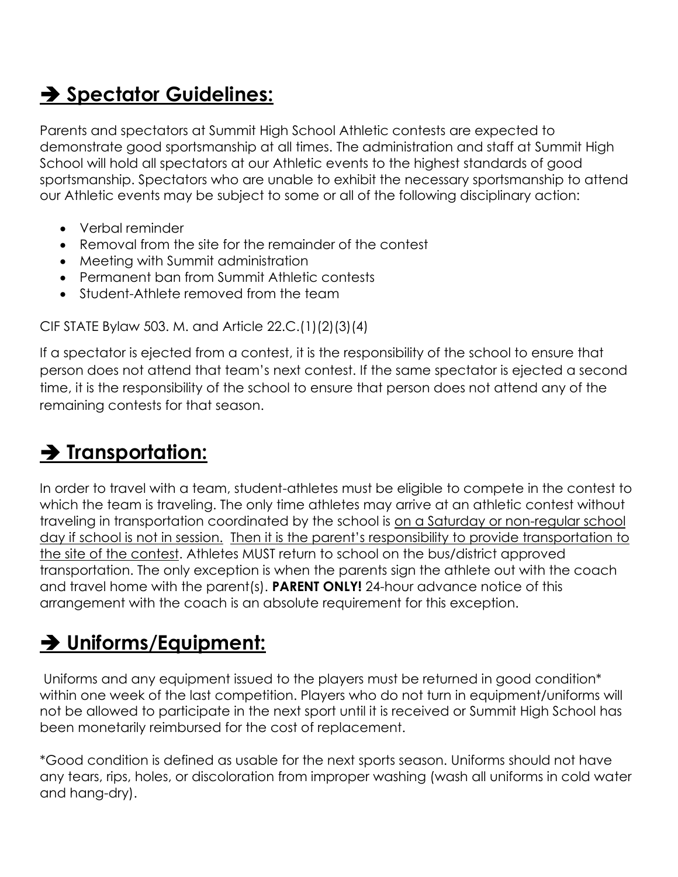## ➔ Spectator Guidelines:

Parents and spectators at Summit High School Athletic contests are expected to demonstrate good sportsmanship at all times. The administration and staff at Summit High School will hold all spectators at our Athletic events to the highest standards of good sportsmanship. Spectators who are unable to exhibit the necessary sportsmanship to attend our Athletic events may be subject to some or all of the following disciplinary action:

- Verbal reminder
- Removal from the site for the remainder of the contest
- Meeting with Summit administration
- Permanent ban from Summit Athletic contests
- Student-Athlete removed from the team

CIF STATE Bylaw 503. M. and Article 22.C.(1)(2)(3)(4)

If a spectator is ejected from a contest, it is the responsibility of the school to ensure that person does not attend that team's next contest. If the same spectator is ejected a second time, it is the responsibility of the school to ensure that person does not attend any of the remaining contests for that season.

## ➔ Transportation:

In order to travel with a team, student-athletes must be eligible to compete in the contest to which the team is traveling. The only time athletes may arrive at an athletic contest without traveling in transportation coordinated by the school is <u>on a Saturday or non-regular school day if school is not in session.</u> <u>Then it is the parent's responsibility to provide transportation to the site of the contest</u>. Athletes MUST return to school on the bus/district approved transportation. The only exception is when the parents sign the athlete out with the coach and travel home with the parent(s). **PARENT ONLY!** 24-hour advance notice of this arrangement with the coach is an absolute requirement for this exception.

## ➔ Uniforms/Equipment:

Uniforms and any equipment issued to the players must be returned in good condition* within one week of the last competition. Players who do not turn in equipment/uniforms will not be allowed to participate in the next sport until it is received or Summit High School has been monetarily reimbursed for the cost of replacement.

*Good condition is defined as usable for the next sports season. Uniforms should not have any tears, rips, holes, or discoloration from improper washing (wash all uniforms in cold water and hang-dry).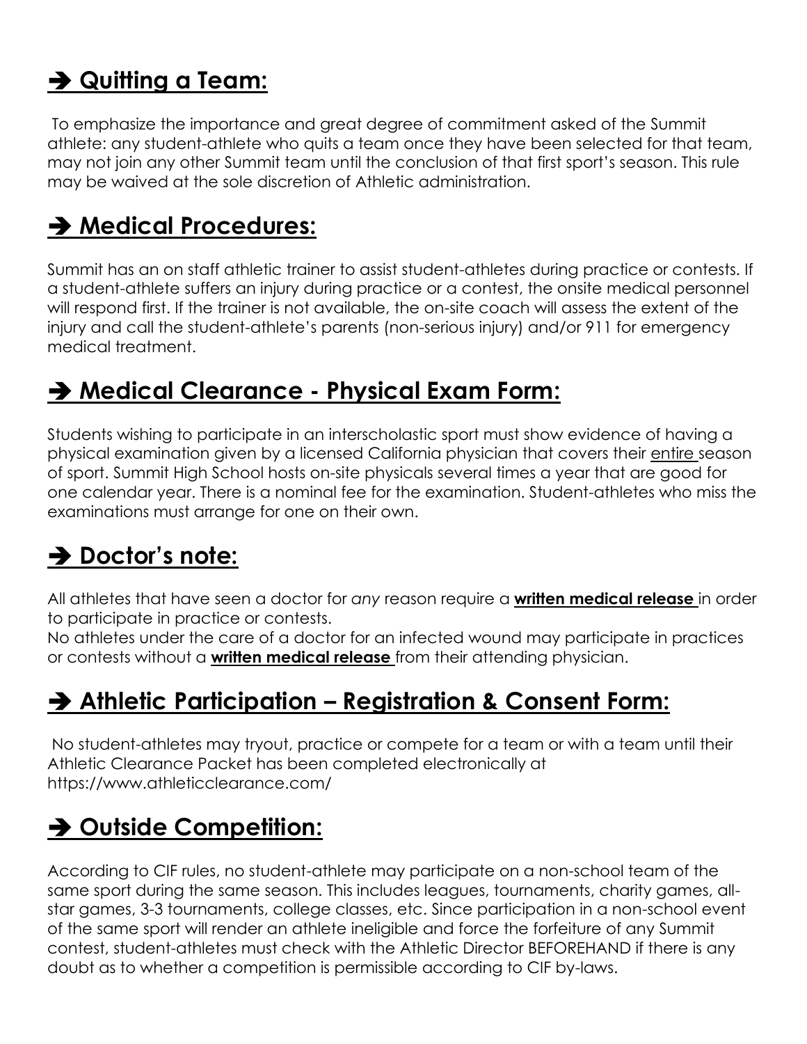## ➔ Quitting a Team:

To emphasize the importance and great degree of commitment asked of the Summit athlete: any student-athlete who quits a team once they have been selected for that team, may not join any other Summit team until the conclusion of that first sport's season. This rule may be waived at the sole discretion of Athletic administration.

## ➔ Medical Procedures:

Summit has an on staff athletic trainer to assist student-athletes during practice or contests. If a student-athlete suffers an injury during practice or a contest, the onsite medical personnel will respond first. If the trainer is not available, the on-site coach will assess the extent of the injury and call the student-athlete's parents (non-serious injury) and/or 911 for emergency medical treatment.

## ➔ Medical Clearance - Physical Exam Form:

Students wishing to participate in an interscholastic sport must show evidence of having a physical examination given by a licensed California physician that covers their <u>entire</u> season of sport. Summit High School hosts on-site physicals several times a year that are good for one calendar year. There is a nominal fee for the examination. Student-athletes who miss the examinations must arrange for one on their own.

## ➔ Doctor's note:

All athletes that have seen a doctor for *any* reason require a <u>**written medical release**</u> in order to participate in practice or contests.
No athletes under the care of a doctor for an infected wound may participate in practices or contests without a <u>**written medical release**</u> from their attending physician.

## ➔ Athletic Participation – Registration & Consent Form:

No student-athletes may tryout, practice or compete for a team or with a team until their Athletic Clearance Packet has been completed electronically at https://www.athleticclearance.com/

## ➔ Outside Competition:

According to CIF rules, no student-athlete may participate on a non-school team of the same sport during the same season. This includes leagues, tournaments, charity games, all-star games, 3-3 tournaments, college classes, etc. Since participation in a non-school event of the same sport will render an athlete ineligible and force the forfeiture of any Summit contest, student-athletes must check with the Athletic Director BEFOREHAND if there is any doubt as to whether a competition is permissible according to CIF by-laws.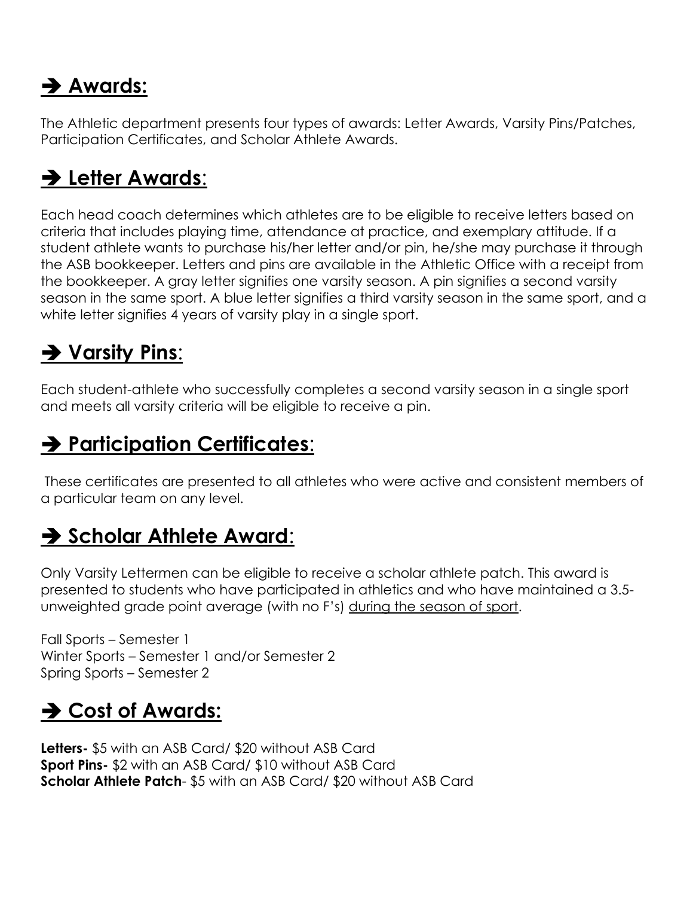## ➔ Awards:

The Athletic department presents four types of awards: Letter Awards, Varsity Pins/Patches, Participation Certificates, and Scholar Athlete Awards.

## ➔ Letter Awards:

Each head coach determines which athletes are to be eligible to receive letters based on criteria that includes playing time, attendance at practice, and exemplary attitude. If a student athlete wants to purchase his/her letter and/or pin, he/she may purchase it through the ASB bookkeeper. Letters and pins are available in the Athletic Office with a receipt from the bookkeeper. A gray letter signifies one varsity season. A pin signifies a second varsity season in the same sport. A blue letter signifies a third varsity season in the same sport, and a white letter signifies 4 years of varsity play in a single sport.

## ➔ Varsity Pins:

Each student-athlete who successfully completes a second varsity season in a single sport and meets all varsity criteria will be eligible to receive a pin.

## ➔ Participation Certificates:

These certificates are presented to all athletes who were active and consistent members of a particular team on any level.

## ➔ Scholar Athlete Award:

Only Varsity Lettermen can be eligible to receive a scholar athlete patch. This award is presented to students who have participated in athletics and who have maintained a 3.5-unweighted grade point average (with no F's) during the season of sport.

Fall Sports – Semester 1
Winter Sports – Semester 1 and/or Semester 2
Spring Sports – Semester 2

## ➔ Cost of Awards:

**Letters-** $5 with an ASB Card/ $20 without ASB Card
**Sport Pins-** $2 with an ASB Card/ $10 without ASB Card
**Scholar Athlete Patch**- $5 with an ASB Card/ $20 without ASB Card